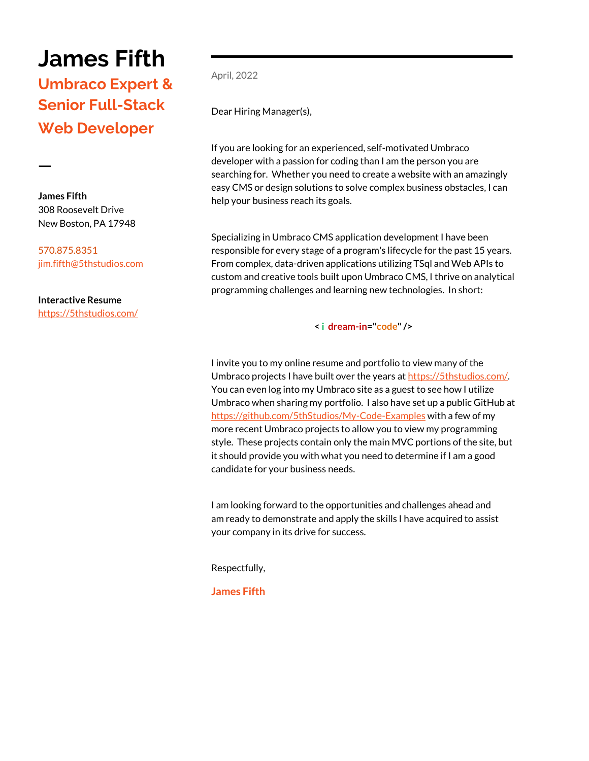# James Fifth

## Umbraco Expert & Senior Full-Stack Web Developer

**James Fifth**
308 Roosevelt Drive
New Boston, PA 17948

570.875.8351
jim.fifth@5thstudios.com

**Interactive Resume**
https://5thstudios.com/

---

April, 2022

Dear Hiring Manager(s),

If you are looking for an experienced, self-motivated Umbraco developer with a passion for coding than I am the person you are searching for. Whether you need to create a website with an amazingly easy CMS or design solutions to solve complex business obstacles, I can help your business reach its goals.

Specializing in Umbraco CMS application development I have been responsible for every stage of a program's lifecycle for the past 15 years. From complex, data-driven applications utilizing TSql and Web APIs to custom and creative tools built upon Umbraco CMS, I thrive on analytical programming challenges and learning new technologies. In short:

**< i dream-in="code" />**

I invite you to my online resume and portfolio to view many of the Umbraco projects I have built over the years at https://5thstudios.com/. You can even log into my Umbraco site as a guest to see how I utilize Umbraco when sharing my portfolio. I also have set up a public GitHub at https://github.com/5thStudios/My-Code-Examples with a few of my more recent Umbraco projects to allow you to view my programming style. These projects contain only the main MVC portions of the site, but it should provide you with what you need to determine if I am a good candidate for your business needs.

I am looking forward to the opportunities and challenges ahead and am ready to demonstrate and apply the skills I have acquired to assist your company in its drive for success.

Respectfully,

**James Fifth**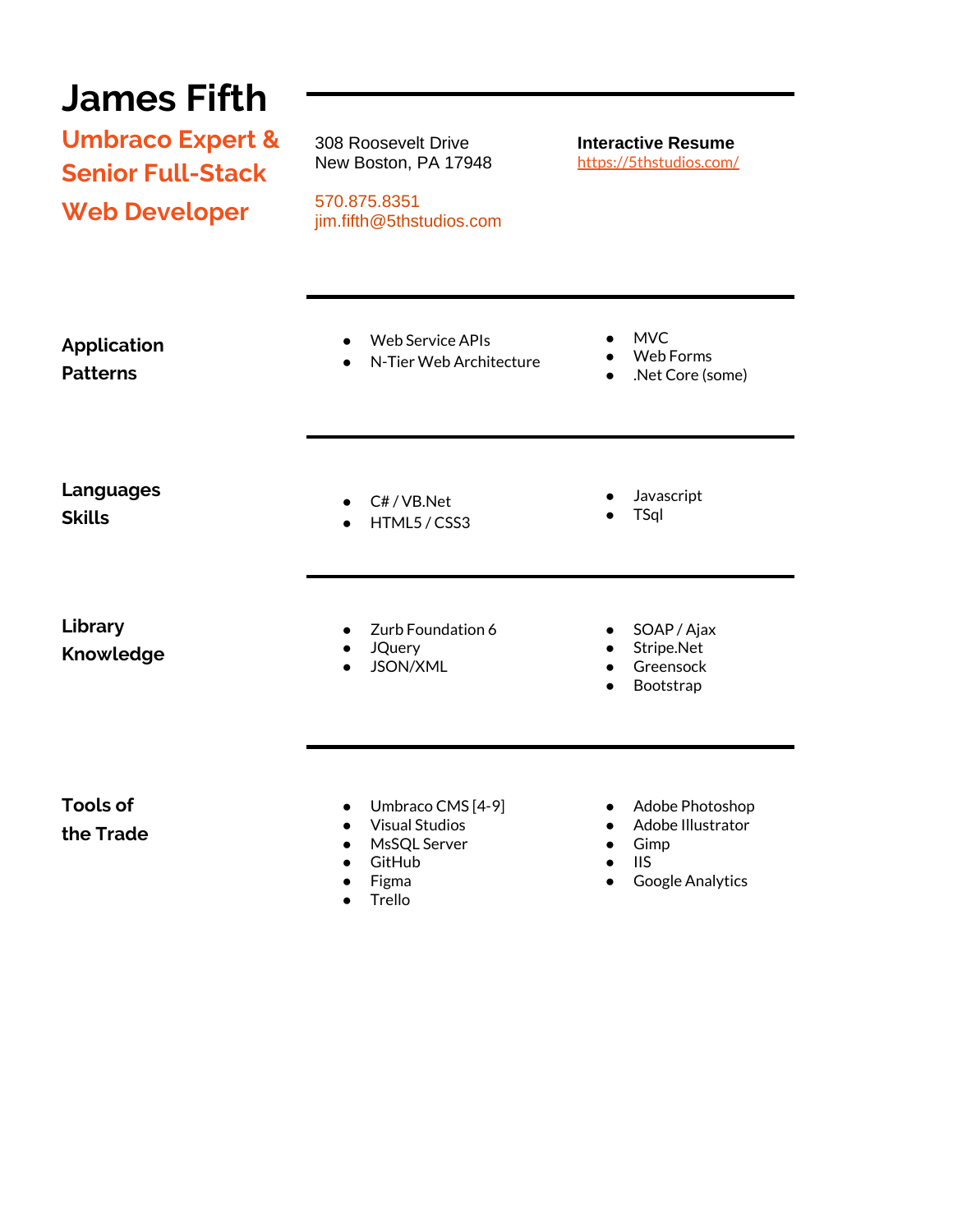# James Fifth

## Umbraco Expert & Senior Full-Stack Web Developer

308 Roosevelt Drive
New Boston, PA 17948

570.875.8351
jim.fifth@5thstudios.com

**Interactive Resume**
https://5thstudios.com/

### Application Patterns

- Web Service APIs
- N-Tier Web Architecture
- MVC
- Web Forms
- .Net Core (some)

### Languages Skills

- C# / VB.Net
- HTML5 / CSS3
- Javascript
- TSql

### Library Knowledge

- Zurb Foundation 6
- JQuery
- JSON/XML
- SOAP / Ajax
- Stripe.Net
- Greensock
- Bootstrap

### Tools of the Trade

- Umbraco CMS [4-9]
- Visual Studios
- MsSQL Server
- GitHub
- Figma
- Trello
- Adobe Photoshop
- Adobe Illustrator
- Gimp
- IIS
- Google Analytics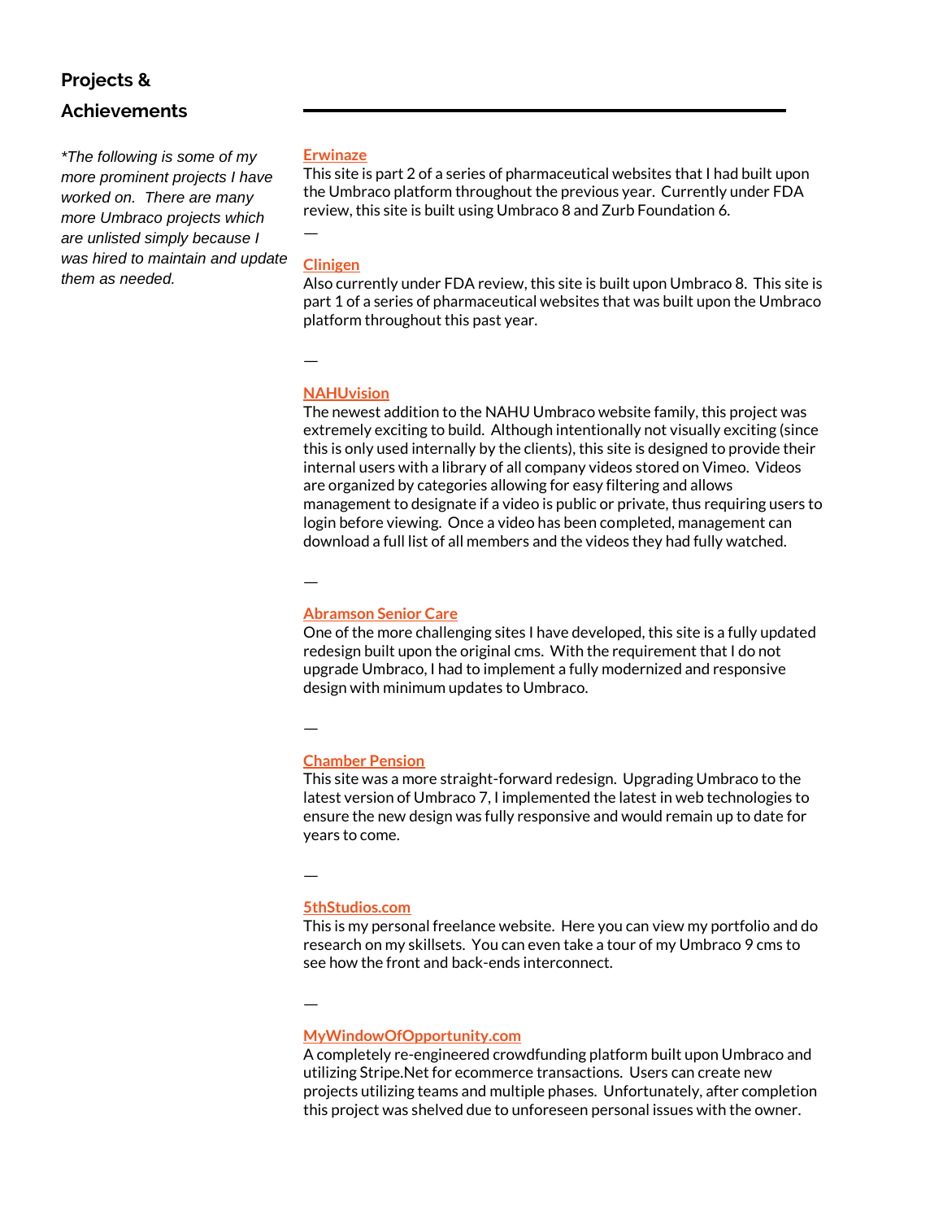## Projects & Achievements

*\*The following is some of my more prominent projects I have worked on. There are many more Umbraco projects which are unlisted simply because I was hired to maintain and update them as needed.*

**Erwinaze**
This site is part 2 of a series of pharmaceutical websites that I had built upon the Umbraco platform throughout the previous year. Currently under FDA review, this site is built using Umbraco 8 and Zurb Foundation 6.

—

**Clinigen**
Also currently under FDA review, this site is built upon Umbraco 8. This site is part 1 of a series of pharmaceutical websites that was built upon the Umbraco platform throughout this past year.

—

**NAHUvision**
The newest addition to the NAHU Umbraco website family, this project was extremely exciting to build. Although intentionally not visually exciting (since this is only used internally by the clients), this site is designed to provide their internal users with a library of all company videos stored on Vimeo. Videos are organized by categories allowing for easy filtering and allows management to designate if a video is public or private, thus requiring users to login before viewing. Once a video has been completed, management can download a full list of all members and the videos they had fully watched.

—

**Abramson Senior Care**
One of the more challenging sites I have developed, this site is a fully updated redesign built upon the original cms. With the requirement that I do not upgrade Umbraco, I had to implement a fully modernized and responsive design with minimum updates to Umbraco.

—

**Chamber Pension**
This site was a more straight-forward redesign. Upgrading Umbraco to the latest version of Umbraco 7, I implemented the latest in web technologies to ensure the new design was fully responsive and would remain up to date for years to come.

—

**5thStudios.com**
This is my personal freelance website. Here you can view my portfolio and do research on my skillsets. You can even take a tour of my Umbraco 9 cms to see how the front and back-ends interconnect.

—

**MyWindowOfOpportunity.com**
A completely re-engineered crowdfunding platform built upon Umbraco and utilizing Stripe.Net for ecommerce transactions. Users can create new projects utilizing teams and multiple phases. Unfortunately, after completion this project was shelved due to unforeseen personal issues with the owner.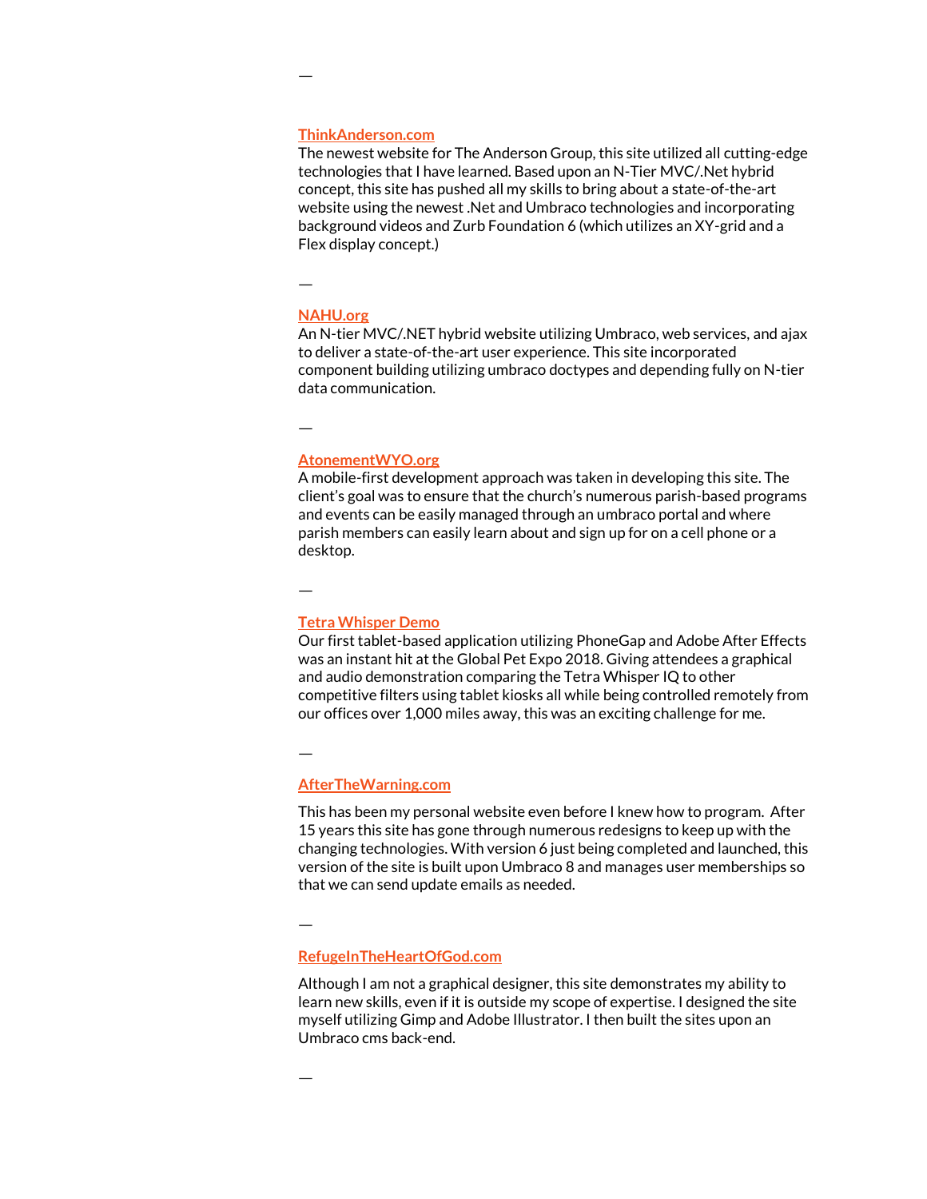—

**ThinkAnderson.com**

The newest website for The Anderson Group, this site utilized all cutting-edge technologies that I have learned. Based upon an N-Tier MVC/.Net hybrid concept, this site has pushed all my skills to bring about a state-of-the-art website using the newest .Net and Umbraco technologies and incorporating background videos and Zurb Foundation 6 (which utilizes an XY-grid and a Flex display concept.)

—

**NAHU.org**

An N-tier MVC/.NET hybrid website utilizing Umbraco, web services, and ajax to deliver a state-of-the-art user experience. This site incorporated component building utilizing umbraco doctypes and depending fully on N-tier data communication.

—

**AtonementWYO.org**

A mobile-first development approach was taken in developing this site. The client's goal was to ensure that the church's numerous parish-based programs and events can be easily managed through an umbraco portal and where parish members can easily learn about and sign up for on a cell phone or a desktop.

—

**Tetra Whisper Demo**

Our first tablet-based application utilizing PhoneGap and Adobe After Effects was an instant hit at the Global Pet Expo 2018. Giving attendees a graphical and audio demonstration comparing the Tetra Whisper IQ to other competitive filters using tablet kiosks all while being controlled remotely from our offices over 1,000 miles away, this was an exciting challenge for me.

—

**AfterTheWarning.com**

This has been my personal website even before I knew how to program. After 15 years this site has gone through numerous redesigns to keep up with the changing technologies. With version 6 just being completed and launched, this version of the site is built upon Umbraco 8 and manages user memberships so that we can send update emails as needed.

—

**RefugeInTheHeartOfGod.com**

Although I am not a graphical designer, this site demonstrates my ability to learn new skills, even if it is outside my scope of expertise. I designed the site myself utilizing Gimp and Adobe Illustrator. I then built the sites upon an Umbraco cms back-end.

—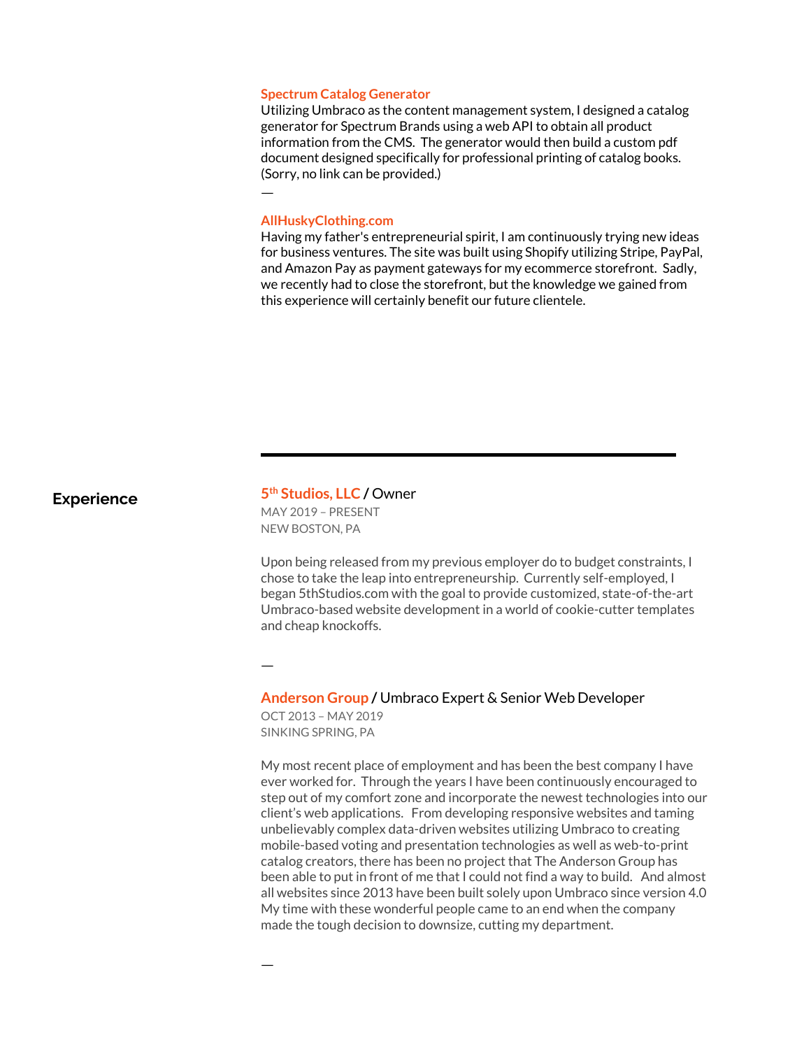**Spectrum Catalog Generator**
Utilizing Umbraco as the content management system, I designed a catalog generator for Spectrum Brands using a web API to obtain all product information from the CMS. The generator would then build a custom pdf document designed specifically for professional printing of catalog books. (Sorry, no link can be provided.)

—

**AllHuskyClothing.com**
Having my father's entrepreneurial spirit, I am continuously trying new ideas for business ventures. The site was built using Shopify utilizing Stripe, PayPal, and Amazon Pay as payment gateways for my ecommerce storefront. Sadly, we recently had to close the storefront, but the knowledge we gained from this experience will certainly benefit our future clientele.

---

## Experience

### 5th Studios, LLC / Owner

MAY 2019 – PRESENT
NEW BOSTON, PA

Upon being released from my previous employer do to budget constraints, I chose to take the leap into entrepreneurship. Currently self-employed, I began 5thStudios.com with the goal to provide customized, state-of-the-art Umbraco-based website development in a world of cookie-cutter templates and cheap knockoffs.

—

### Anderson Group / Umbraco Expert & Senior Web Developer

OCT 2013 – MAY 2019
SINKING SPRING, PA

My most recent place of employment and has been the best company I have ever worked for. Through the years I have been continuously encouraged to step out of my comfort zone and incorporate the newest technologies into our client's web applications. From developing responsive websites and taming unbelievably complex data-driven websites utilizing Umbraco to creating mobile-based voting and presentation technologies as well as web-to-print catalog creators, there has been no project that The Anderson Group has been able to put in front of me that I could not find a way to build. And almost all websites since 2013 have been built solely upon Umbraco since version 4.0 My time with these wonderful people came to an end when the company made the tough decision to downsize, cutting my department.

—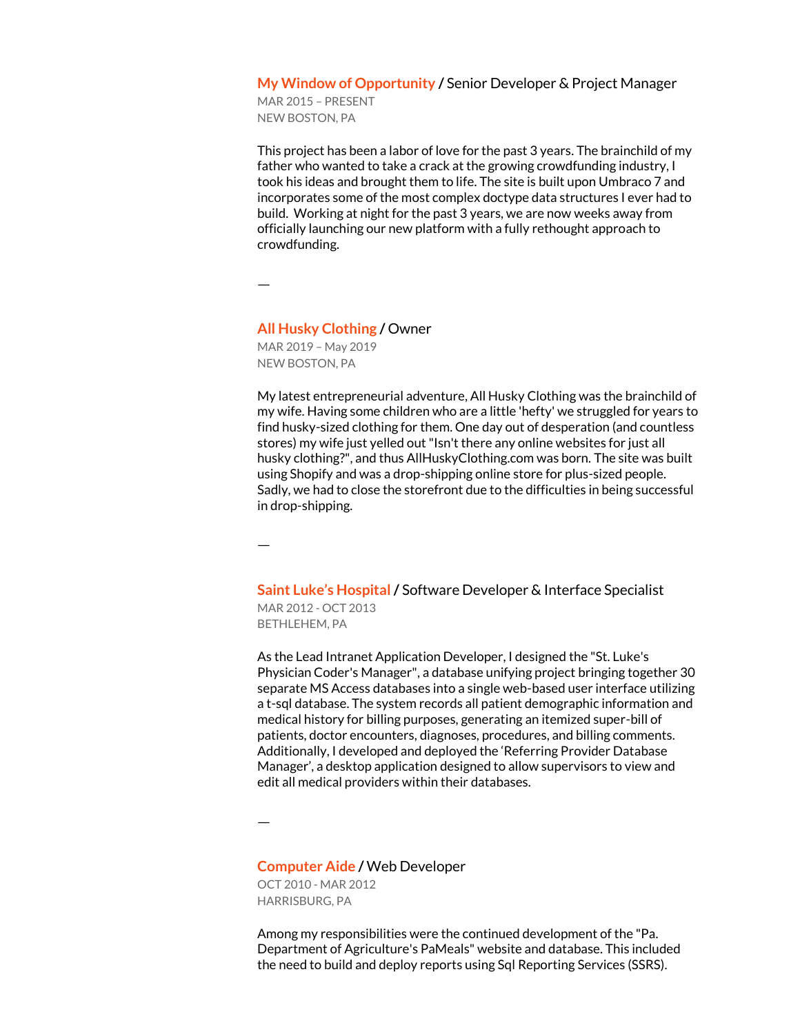### My Window of Opportunity / Senior Developer & Project Manager

MAR 2015 – PRESENT
NEW BOSTON, PA

This project has been a labor of love for the past 3 years. The brainchild of my father who wanted to take a crack at the growing crowdfunding industry, I took his ideas and brought them to life. The site is built upon Umbraco 7 and incorporates some of the most complex doctype data structures I ever had to build.  Working at night for the past 3 years, we are now weeks away from officially launching our new platform with a fully rethought approach to crowdfunding.

—

### All Husky Clothing / Owner

MAR 2019 – May 2019
NEW BOSTON, PA

My latest entrepreneurial adventure, All Husky Clothing was the brainchild of my wife. Having some children who are a little 'hefty' we struggled for years to find husky-sized clothing for them. One day out of desperation (and countless stores) my wife just yelled out "Isn't there any online websites for just all husky clothing?", and thus AllHuskyClothing.com was born. The site was built using Shopify and was a drop-shipping online store for plus-sized people. Sadly, we had to close the storefront due to the difficulties in being successful in drop-shipping.

—

### Saint Luke's Hospital / Software Developer & Interface Specialist

MAR 2012 - OCT 2013
BETHLEHEM, PA

As the Lead Intranet Application Developer, I designed the "St. Luke's Physician Coder's Manager", a database unifying project bringing together 30 separate MS Access databases into a single web-based user interface utilizing a t-sql database. The system records all patient demographic information and medical history for billing purposes, generating an itemized super-bill of patients, doctor encounters, diagnoses, procedures, and billing comments. Additionally, I developed and deployed the 'Referring Provider Database Manager', a desktop application designed to allow supervisors to view and edit all medical providers within their databases.

—

### Computer Aide / Web Developer

OCT 2010 - MAR 2012
HARRISBURG, PA

Among my responsibilities were the continued development of the "Pa. Department of Agriculture's PaMeals" website and database. This included the need to build and deploy reports using Sql Reporting Services (SSRS).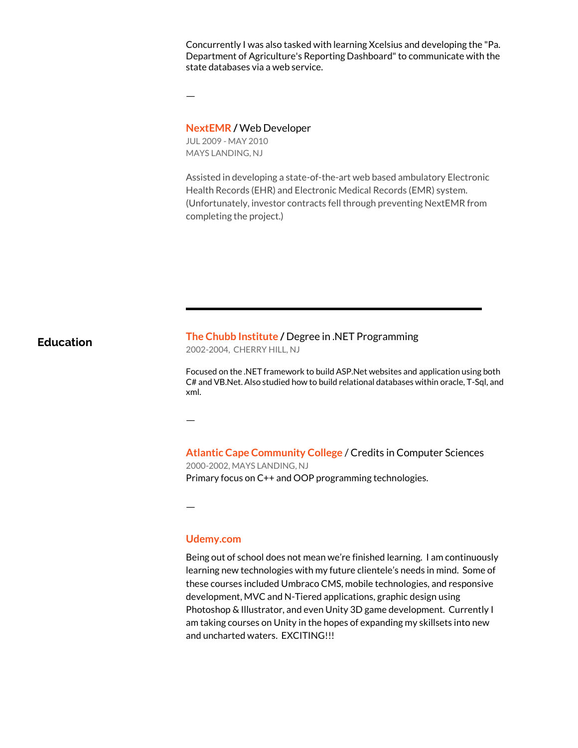Concurrently I was also tasked with learning Xcelsius and developing the "Pa. Department of Agriculture's Reporting Dashboard" to communicate with the state databases via a web service.

—

### **NextEMR** / Web Developer

JUL 2009 - MAY 2010
MAYS LANDING, NJ

Assisted in developing a state-of-the-art web based ambulatory Electronic Health Records (EHR) and Electronic Medical Records (EMR) system. (Unfortunately, investor contracts fell through preventing NextEMR from completing the project.)

---

## Education

### **The Chubb Institute** / Degree in .NET Programming

2002-2004, CHERRY HILL, NJ

Focused on the .NET framework to build ASP.Net websites and application using both C# and VB.Net. Also studied how to build relational databases within oracle, T-Sql, and xml.

—

### **Atlantic Cape Community College** / Credits in Computer Sciences

2000-2002, MAYS LANDING, NJ

Primary focus on C++ and OOP programming technologies.

—

### **Udemy.com**

Being out of school does not mean we're finished learning. I am continuously learning new technologies with my future clientele's needs in mind. Some of these courses included Umbraco CMS, mobile technologies, and responsive development, MVC and N-Tiered applications, graphic design using Photoshop & Illustrator, and even Unity 3D game development. Currently I am taking courses on Unity in the hopes of expanding my skillsets into new and uncharted waters. EXCITING!!!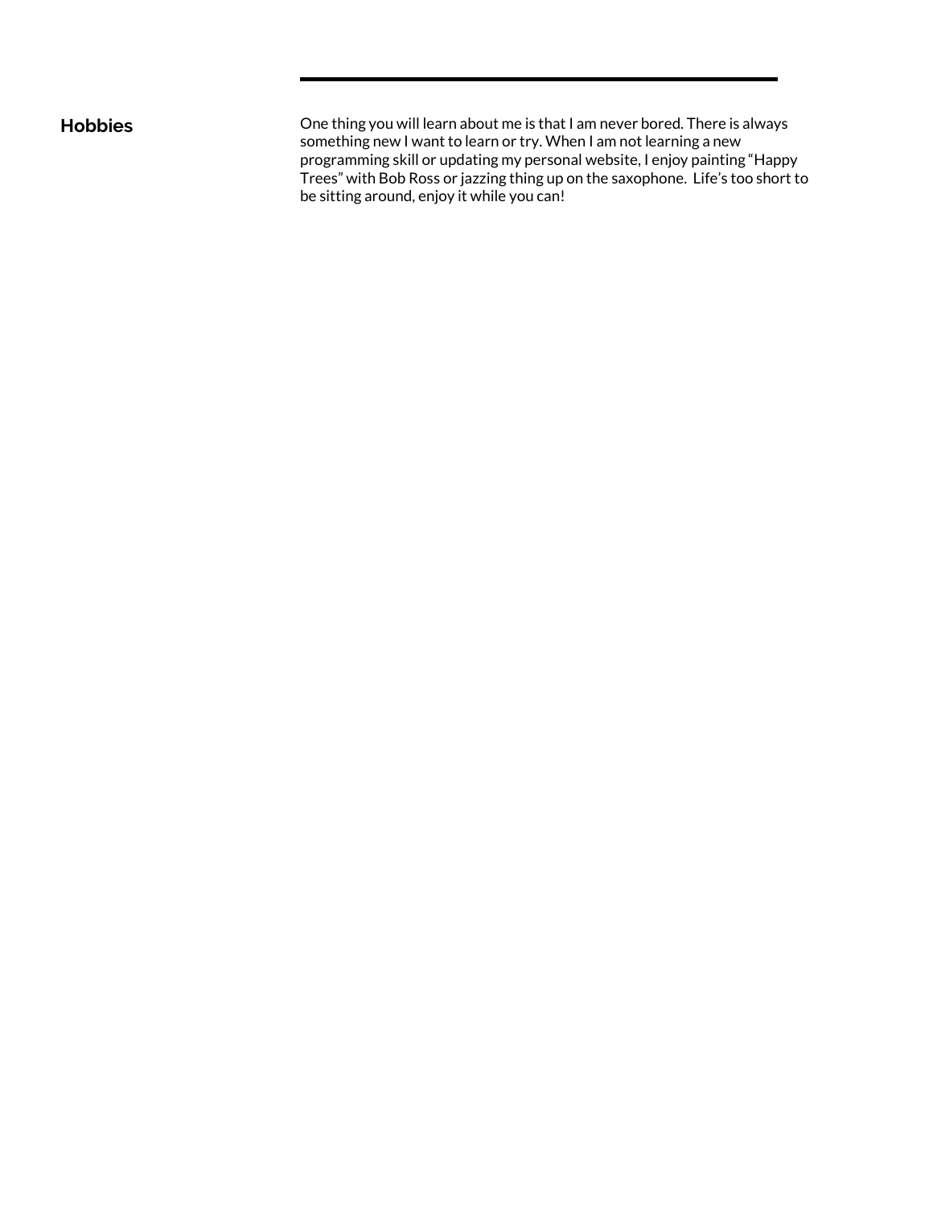## Hobbies

One thing you will learn about me is that I am never bored. There is always something new I want to learn or try. When I am not learning a new programming skill or updating my personal website, I enjoy painting "Happy Trees" with Bob Ross or jazzing thing up on the saxophone.  Life's too short to be sitting around, enjoy it while you can!